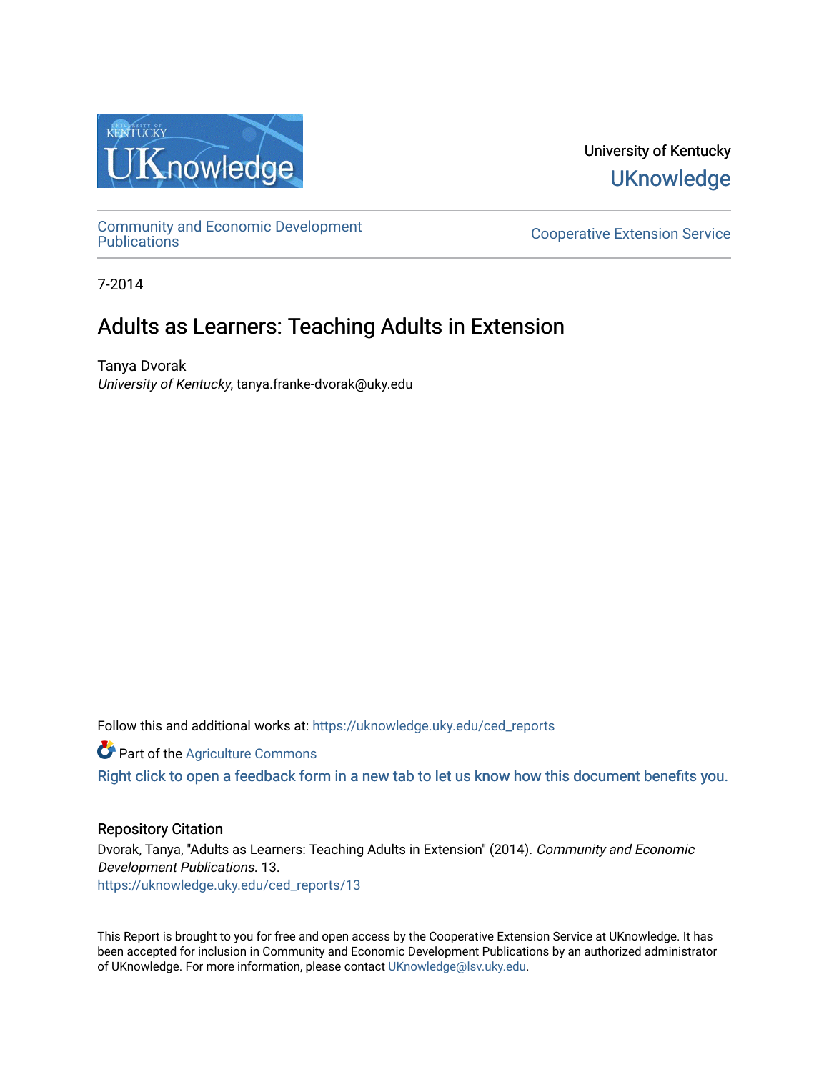University of Kentucky

UKnowledge

Community and Economic Development Publications

Cooperative Extension Service

7-2014

# Adults as Learners: Teaching Adults in Extension

Tanya Dvorak
*University of Kentucky*, tanya.franke-dvorak@uky.edu

Follow this and additional works at: https://uknowledge.uky.edu/ced_reports

Part of the Agriculture Commons

Right click to open a feedback form in a new tab to let us know how this document benefits you.

## Repository Citation

Dvorak, Tanya, "Adults as Learners: Teaching Adults in Extension" (2014). *Community and Economic Development Publications.* 13.
https://uknowledge.uky.edu/ced_reports/13

This Report is brought to you for free and open access by the Cooperative Extension Service at UKnowledge. It has been accepted for inclusion in Community and Economic Development Publications by an authorized administrator of UKnowledge. For more information, please contact UKnowledge@lsv.uky.edu.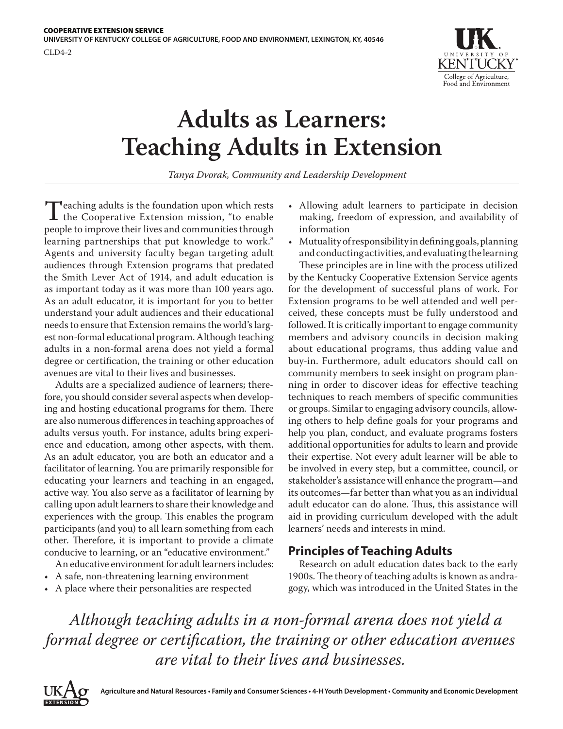COOPERATIVE EXTENSION SERVICE
UNIVERSITY OF KENTUCKY COLLEGE OF AGRICULTURE, FOOD AND ENVIRONMENT, LEXINGTON, KY, 40546

CLD4-2

# Adults as Learners: Teaching Adults in Extension

*Tanya Dvorak, Community and Leadership Development*

Teaching adults is the foundation upon which rests the Cooperative Extension mission, "to enable people to improve their lives and communities through learning partnerships that put knowledge to work." Agents and university faculty began targeting adult audiences through Extension programs that predated the Smith Lever Act of 1914, and adult education is as important today as it was more than 100 years ago. As an adult educator, it is important for you to better understand your adult audiences and their educational needs to ensure that Extension remains the world's largest non-formal educational program. Although teaching adults in a non-formal arena does not yield a formal degree or certification, the training or other education avenues are vital to their lives and businesses.

Adults are a specialized audience of learners; therefore, you should consider several aspects when developing and hosting educational programs for them. There are also numerous differences in teaching approaches of adults versus youth. For instance, adults bring experience and education, among other aspects, with them. As an adult educator, you are both an educator and a facilitator of learning. You are primarily responsible for educating your learners and teaching in an engaged, active way. You also serve as a facilitator of learning by calling upon adult learners to share their knowledge and experiences with the group. This enables the program participants (and you) to all learn something from each other. Therefore, it is important to provide a climate conducive to learning, or an "educative environment."

An educative environment for adult learners includes:

- A safe, non-threatening learning environment
- A place where their personalities are respected
- Allowing adult learners to participate in decision making, freedom of expression, and availability of information
- Mutuality of responsibility in defining goals, planning and conducting activities, and evaluating the learning

These principles are in line with the process utilized by the Kentucky Cooperative Extension Service agents for the development of successful plans of work. For Extension programs to be well attended and well perceived, these concepts must be fully understood and followed. It is critically important to engage community members and advisory councils in decision making about educational programs, thus adding value and buy-in. Furthermore, adult educators should call on community members to seek insight on program planning in order to discover ideas for effective teaching techniques to reach members of specific communities or groups. Similar to engaging advisory councils, allowing others to help define goals for your programs and help you plan, conduct, and evaluate programs fosters additional opportunities for adults to learn and provide their expertise. Not every adult learner will be able to be involved in every step, but a committee, council, or stakeholder's assistance will enhance the program—and its outcomes—far better than what you as an individual adult educator can do alone. Thus, this assistance will aid in providing curriculum developed with the adult learners' needs and interests in mind.

## Principles of Teaching Adults

Research on adult education dates back to the early 1900s. The theory of teaching adults is known as andragogy, which was introduced in the United States in the

*Although teaching adults in a non-formal arena does not yield a formal degree or certification, the training or other education avenues are vital to their lives and businesses.*

Agriculture and Natural Resources • Family and Consumer Sciences • 4-H Youth Development • Community and Economic Development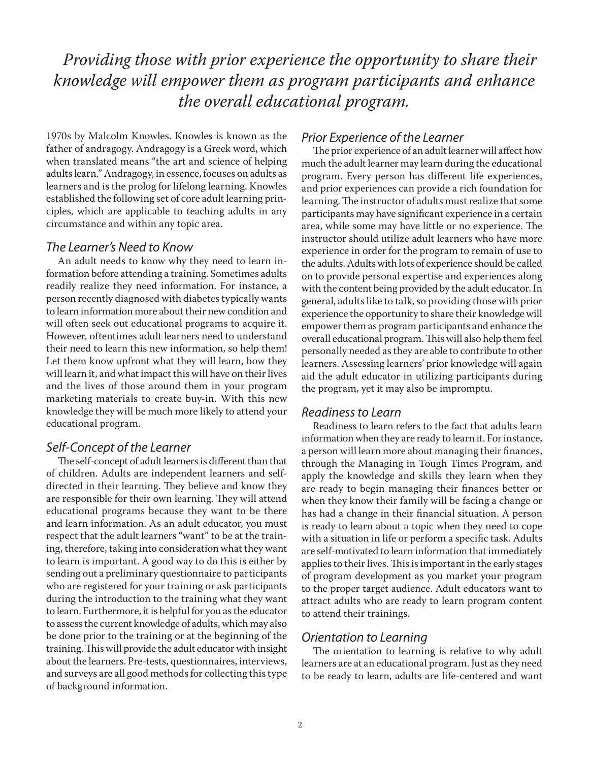*Providing those with prior experience the opportunity to share their knowledge will empower them as program participants and enhance the overall educational program.*

1970s by Malcolm Knowles. Knowles is known as the father of andragogy. Andragogy is a Greek word, which when translated means "the art and science of helping adults learn." Andragogy, in essence, focuses on adults as learners and is the prolog for lifelong learning. Knowles established the following set of core adult learning principles, which are applicable to teaching adults in any circumstance and within any topic area.

### *The Learner's Need to Know*

An adult needs to know why they need to learn information before attending a training. Sometimes adults readily realize they need information. For instance, a person recently diagnosed with diabetes typically wants to learn information more about their new condition and will often seek out educational programs to acquire it. However, oftentimes adult learners need to understand their need to learn this new information, so help them! Let them know upfront what they will learn, how they will learn it, and what impact this will have on their lives and the lives of those around them in your program marketing materials to create buy-in. With this new knowledge they will be much more likely to attend your educational program.

### *Self-Concept of the Learner*

The self-concept of adult learners is different than that of children. Adults are independent learners and self-directed in their learning. They believe and know they are responsible for their own learning. They will attend educational programs because they want to be there and learn information. As an adult educator, you must respect that the adult learners "want" to be at the training, therefore, taking into consideration what they want to learn is important. A good way to do this is either by sending out a preliminary questionnaire to participants who are registered for your training or ask participants during the introduction to the training what they want to learn. Furthermore, it is helpful for you as the educator to assess the current knowledge of adults, which may also be done prior to the training or at the beginning of the training. This will provide the adult educator with insight about the learners. Pre-tests, questionnaires, interviews, and surveys are all good methods for collecting this type of background information.

### *Prior Experience of the Learner*

The prior experience of an adult learner will affect how much the adult learner may learn during the educational program. Every person has different life experiences, and prior experiences can provide a rich foundation for learning. The instructor of adults must realize that some participants may have significant experience in a certain area, while some may have little or no experience. The instructor should utilize adult learners who have more experience in order for the program to remain of use to the adults. Adults with lots of experience should be called on to provide personal expertise and experiences along with the content being provided by the adult educator. In general, adults like to talk, so providing those with prior experience the opportunity to share their knowledge will empower them as program participants and enhance the overall educational program. This will also help them feel personally needed as they are able to contribute to other learners. Assessing learners' prior knowledge will again aid the adult educator in utilizing participants during the program, yet it may also be impromptu.

### *Readiness to Learn*

Readiness to learn refers to the fact that adults learn information when they are ready to learn it. For instance, a person will learn more about managing their finances, through the Managing in Tough Times Program, and apply the knowledge and skills they learn when they are ready to begin managing their finances better or when they know their family will be facing a change or has had a change in their financial situation. A person is ready to learn about a topic when they need to cope with a situation in life or perform a specific task. Adults are self-motivated to learn information that immediately applies to their lives. This is important in the early stages of program development as you market your program to the proper target audience. Adult educators want to attract adults who are ready to learn program content to attend their trainings.

### *Orientation to Learning*

The orientation to learning is relative to why adult learners are at an educational program. Just as they need to be ready to learn, adults are life-centered and want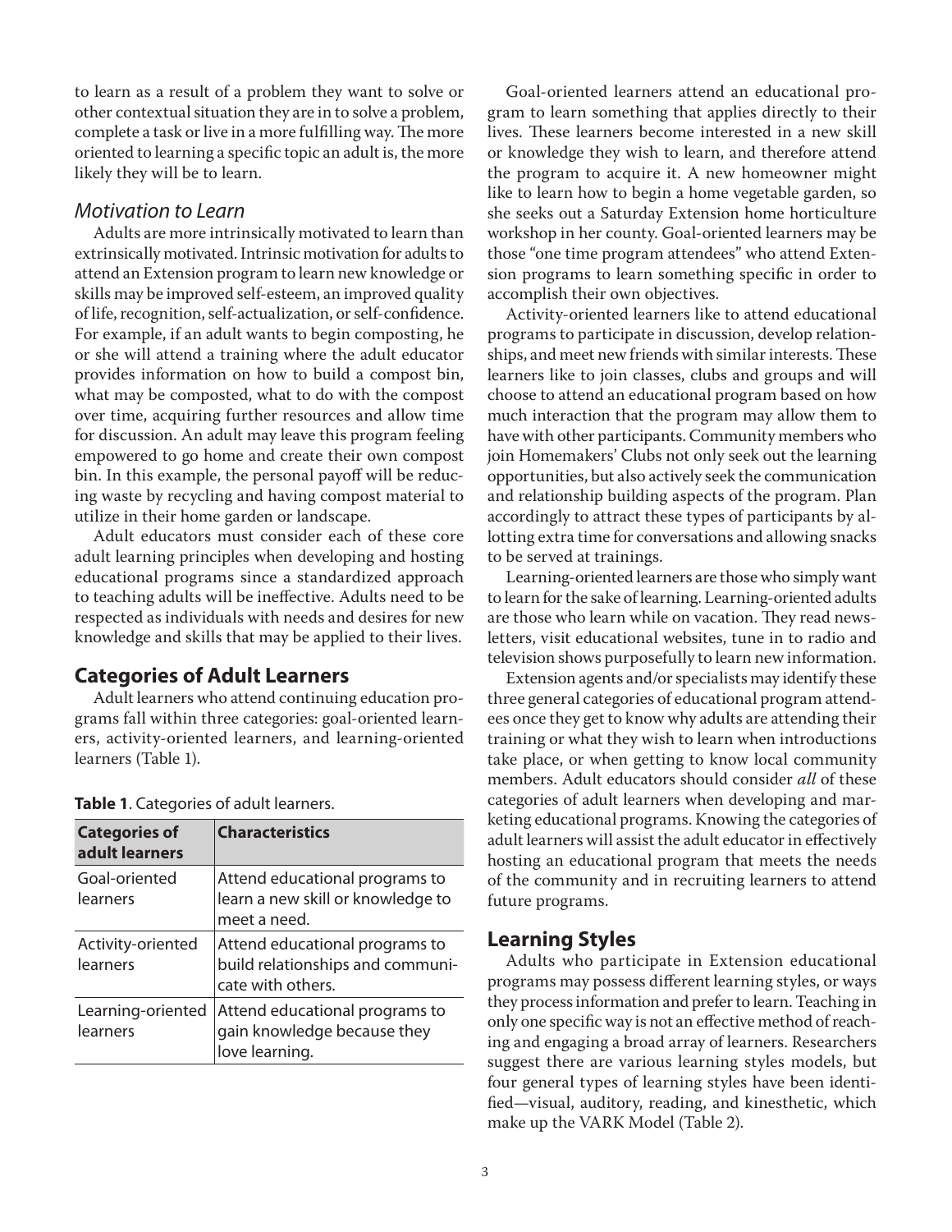to learn as a result of a problem they want to solve or other contextual situation they are in to solve a problem, complete a task or live in a more fulfilling way. The more oriented to learning a specific topic an adult is, the more likely they will be to learn.

### *Motivation to Learn*

Adults are more intrinsically motivated to learn than extrinsically motivated. Intrinsic motivation for adults to attend an Extension program to learn new knowledge or skills may be improved self-esteem, an improved quality of life, recognition, self-actualization, or self-confidence. For example, if an adult wants to begin composting, he or she will attend a training where the adult educator provides information on how to build a compost bin, what may be composted, what to do with the compost over time, acquiring further resources and allow time for discussion. An adult may leave this program feeling empowered to go home and create their own compost bin. In this example, the personal payoff will be reducing waste by recycling and having compost material to utilize in their home garden or landscape.

Adult educators must consider each of these core adult learning principles when developing and hosting educational programs since a standardized approach to teaching adults will be ineffective. Adults need to be respected as individuals with needs and desires for new knowledge and skills that may be applied to their lives.

## Categories of Adult Learners

Adult learners who attend continuing education programs fall within three categories: goal-oriented learners, activity-oriented learners, and learning-oriented learners (Table 1).

**Table 1**. Categories of adult learners.

| Categories of adult learners | Characteristics |
|---|---|
| Goal-oriented learners | Attend educational programs to learn a new skill or knowledge to meet a need. |
| Activity-oriented learners | Attend educational programs to build relationships and communicate with others. |
| Learning-oriented learners | Attend educational programs to gain knowledge because they love learning. |

Goal-oriented learners attend an educational program to learn something that applies directly to their lives. These learners become interested in a new skill or knowledge they wish to learn, and therefore attend the program to acquire it. A new homeowner might like to learn how to begin a home vegetable garden, so she seeks out a Saturday Extension home horticulture workshop in her county. Goal-oriented learners may be those "one time program attendees" who attend Extension programs to learn something specific in order to accomplish their own objectives.

Activity-oriented learners like to attend educational programs to participate in discussion, develop relationships, and meet new friends with similar interests. These learners like to join classes, clubs and groups and will choose to attend an educational program based on how much interaction that the program may allow them to have with other participants. Community members who join Homemakers' Clubs not only seek out the learning opportunities, but also actively seek the communication and relationship building aspects of the program. Plan accordingly to attract these types of participants by allotting extra time for conversations and allowing snacks to be served at trainings.

Learning-oriented learners are those who simply want to learn for the sake of learning. Learning-oriented adults are those who learn while on vacation. They read newsletters, visit educational websites, tune in to radio and television shows purposefully to learn new information.

Extension agents and/or specialists may identify these three general categories of educational program attendees once they get to know why adults are attending their training or what they wish to learn when introductions take place, or when getting to know local community members. Adult educators should consider *all* of these categories of adult learners when developing and marketing educational programs. Knowing the categories of adult learners will assist the adult educator in effectively hosting an educational program that meets the needs of the community and in recruiting learners to attend future programs.

## Learning Styles

Adults who participate in Extension educational programs may possess different learning styles, or ways they process information and prefer to learn. Teaching in only one specific way is not an effective method of reaching and engaging a broad array of learners. Researchers suggest there are various learning styles models, but four general types of learning styles have been identified—visual, auditory, reading, and kinesthetic, which make up the VARK Model (Table 2).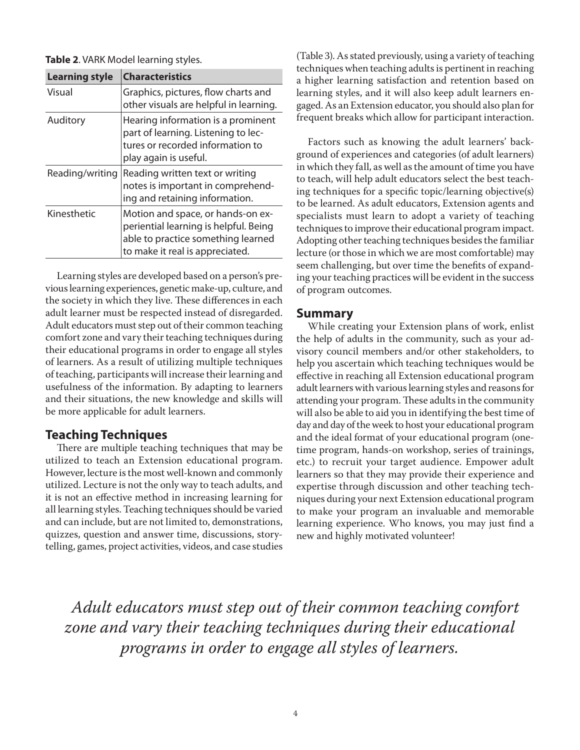**Table 2**. VARK Model learning styles.

| Learning style | Characteristics |
| --- | --- |
| Visual | Graphics, pictures, flow charts and other visuals are helpful in learning. |
| Auditory | Hearing information is a prominent part of learning. Listening to lectures or recorded information to play again is useful. |
| Reading/writing | Reading written text or writing notes is important in comprehending and retaining information. |
| Kinesthetic | Motion and space, or hands-on experiential learning is helpful. Being able to practice something learned to make it real is appreciated. |

Learning styles are developed based on a person's previous learning experiences, genetic make-up, culture, and the society in which they live. These differences in each adult learner must be respected instead of disregarded. Adult educators must step out of their common teaching comfort zone and vary their teaching techniques during their educational programs in order to engage all styles of learners. As a result of utilizing multiple techniques of teaching, participants will increase their learning and usefulness of the information. By adapting to learners and their situations, the new knowledge and skills will be more applicable for adult learners.

## Teaching Techniques

There are multiple teaching techniques that may be utilized to teach an Extension educational program. However, lecture is the most well-known and commonly utilized. Lecture is not the only way to teach adults, and it is not an effective method in increasing learning for all learning styles. Teaching techniques should be varied and can include, but are not limited to, demonstrations, quizzes, question and answer time, discussions, storytelling, games, project activities, videos, and case studies (Table 3). As stated previously, using a variety of teaching techniques when teaching adults is pertinent in reaching a higher learning satisfaction and retention based on learning styles, and it will also keep adult learners engaged. As an Extension educator, you should also plan for frequent breaks which allow for participant interaction.

Factors such as knowing the adult learners' background of experiences and categories (of adult learners) in which they fall, as well as the amount of time you have to teach, will help adult educators select the best teaching techniques for a specific topic/learning objective(s) to be learned. As adult educators, Extension agents and specialists must learn to adopt a variety of teaching techniques to improve their educational program impact. Adopting other teaching techniques besides the familiar lecture (or those in which we are most comfortable) may seem challenging, but over time the benefits of expanding your teaching practices will be evident in the success of program outcomes.

## Summary

While creating your Extension plans of work, enlist the help of adults in the community, such as your advisory council members and/or other stakeholders, to help you ascertain which teaching techniques would be effective in reaching all Extension educational program adult learners with various learning styles and reasons for attending your program. These adults in the community will also be able to aid you in identifying the best time of day and day of the week to host your educational program and the ideal format of your educational program (one-time program, hands-on workshop, series of trainings, etc.) to recruit your target audience. Empower adult learners so that they may provide their experience and expertise through discussion and other teaching techniques during your next Extension educational program to make your program an invaluable and memorable learning experience. Who knows, you may just find a new and highly motivated volunteer!

*Adult educators must step out of their common teaching comfort zone and vary their teaching techniques during their educational programs in order to engage all styles of learners.*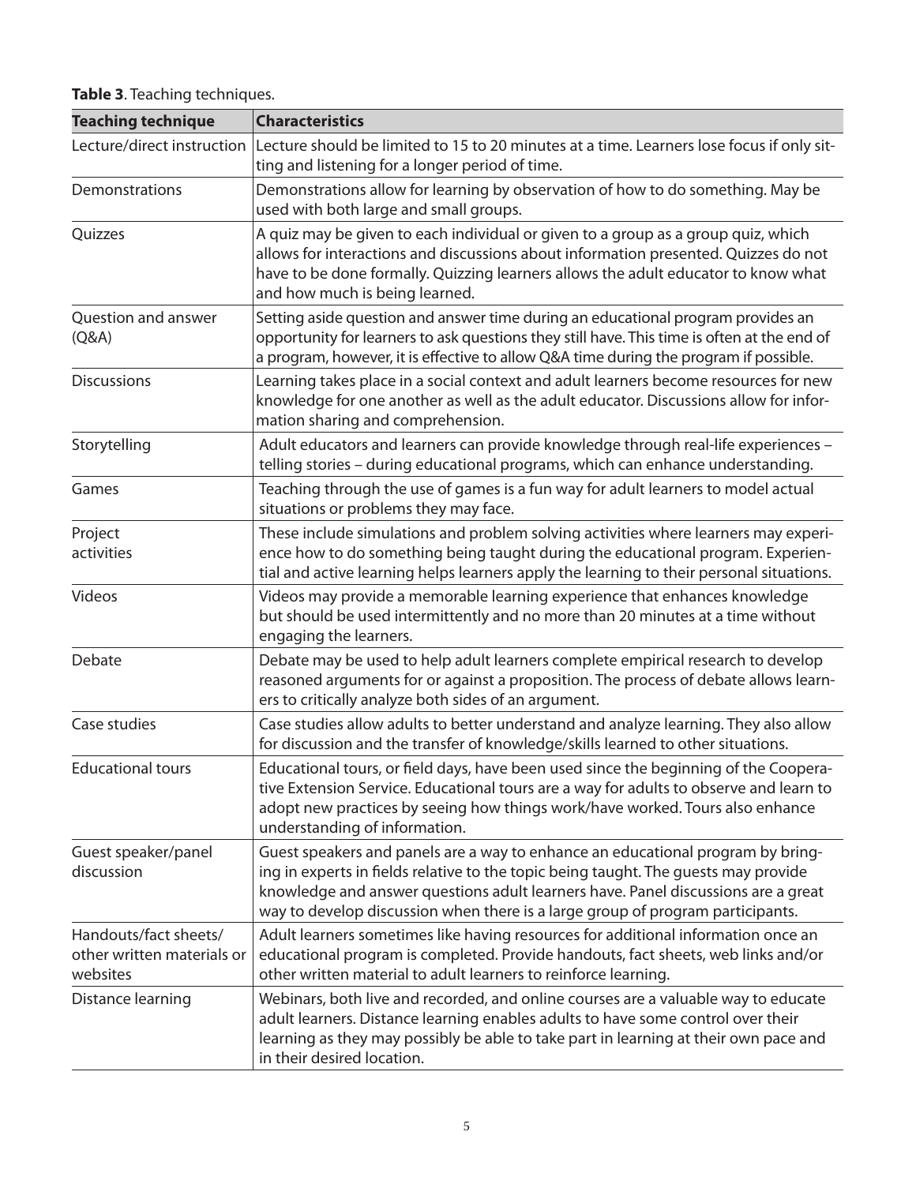**Table 3**. Teaching techniques.

| Teaching technique | Characteristics |
|---|---|
| Lecture/direct instruction | Lecture should be limited to 15 to 20 minutes at a time. Learners lose focus if only sitting and listening for a longer period of time. |
| Demonstrations | Demonstrations allow for learning by observation of how to do something. May be used with both large and small groups. |
| Quizzes | A quiz may be given to each individual or given to a group as a group quiz, which allows for interactions and discussions about information presented. Quizzes do not have to be done formally. Quizzing learners allows the adult educator to know what and how much is being learned. |
| Question and answer (Q&A) | Setting aside question and answer time during an educational program provides an opportunity for learners to ask questions they still have. This time is often at the end of a program, however, it is effective to allow Q&A time during the program if possible. |
| Discussions | Learning takes place in a social context and adult learners become resources for new knowledge for one another as well as the adult educator. Discussions allow for information sharing and comprehension. |
| Storytelling | Adult educators and learners can provide knowledge through real-life experiences – telling stories – during educational programs, which can enhance understanding. |
| Games | Teaching through the use of games is a fun way for adult learners to model actual situations or problems they may face. |
| Project activities | These include simulations and problem solving activities where learners may experience how to do something being taught during the educational program. Experiential and active learning helps learners apply the learning to their personal situations. |
| Videos | Videos may provide a memorable learning experience that enhances knowledge but should be used intermittently and no more than 20 minutes at a time without engaging the learners. |
| Debate | Debate may be used to help adult learners complete empirical research to develop reasoned arguments for or against a proposition. The process of debate allows learners to critically analyze both sides of an argument. |
| Case studies | Case studies allow adults to better understand and analyze learning. They also allow for discussion and the transfer of knowledge/skills learned to other situations. |
| Educational tours | Educational tours, or field days, have been used since the beginning of the Cooperative Extension Service. Educational tours are a way for adults to observe and learn to adopt new practices by seeing how things work/have worked. Tours also enhance understanding of information. |
| Guest speaker/panel discussion | Guest speakers and panels are a way to enhance an educational program by bringing in experts in fields relative to the topic being taught. The guests may provide knowledge and answer questions adult learners have. Panel discussions are a great way to develop discussion when there is a large group of program participants. |
| Handouts/fact sheets/ other written materials or websites | Adult learners sometimes like having resources for additional information once an educational program is completed. Provide handouts, fact sheets, web links and/or other written material to adult learners to reinforce learning. |
| Distance learning | Webinars, both live and recorded, and online courses are a valuable way to educate adult learners. Distance learning enables adults to have some control over their learning as they may possibly be able to take part in learning at their own pace and in their desired location. |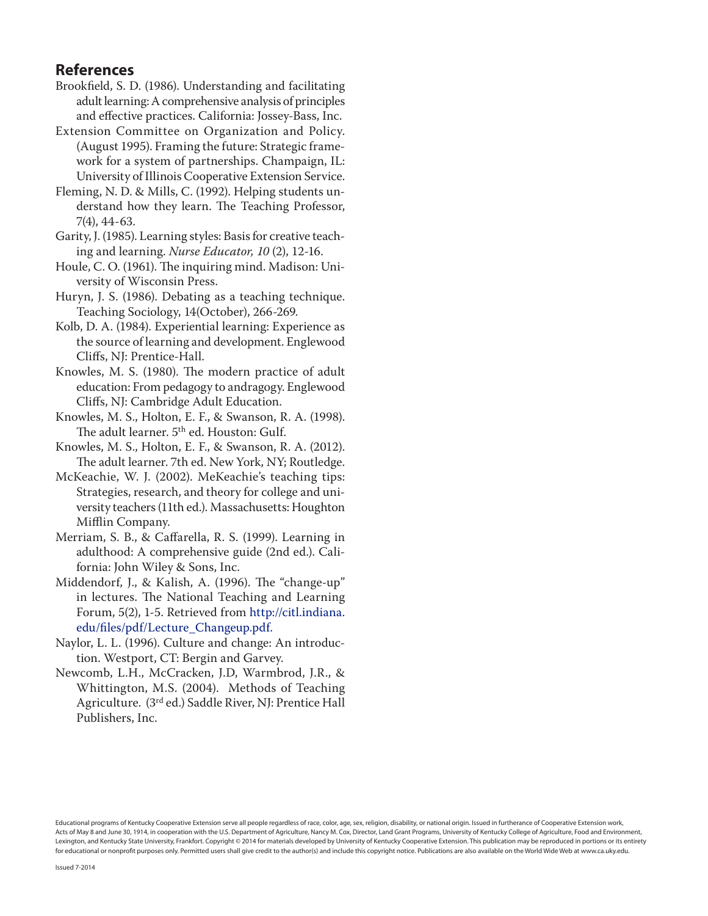## References

Brookfield, S. D. (1986). Understanding and facilitating adult learning: A comprehensive analysis of principles and effective practices. California: Jossey-Bass, Inc.

Extension Committee on Organization and Policy. (August 1995). Framing the future: Strategic framework for a system of partnerships. Champaign, IL: University of Illinois Cooperative Extension Service.

Fleming, N. D. & Mills, C. (1992). Helping students understand how they learn. The Teaching Professor, 7(4), 44-63.

Garity, J. (1985). Learning styles: Basis for creative teaching and learning. *Nurse Educator, 10* (2), 12-16.

Houle, C. O. (1961). The inquiring mind. Madison: University of Wisconsin Press.

Huryn, J. S. (1986). Debating as a teaching technique. Teaching Sociology, 14(October), 266-269.

Kolb, D. A. (1984). Experiential learning: Experience as the source of learning and development. Englewood Cliffs, NJ: Prentice-Hall.

Knowles, M. S. (1980). The modern practice of adult education: From pedagogy to andragogy. Englewood Cliffs, NJ: Cambridge Adult Education.

Knowles, M. S., Holton, E. F., & Swanson, R. A. (1998). The adult learner. 5th ed. Houston: Gulf.

Knowles, M. S., Holton, E. F., & Swanson, R. A. (2012). The adult learner. 7th ed. New York, NY; Routledge.

McKeachie, W. J. (2002). MeKeachie's teaching tips: Strategies, research, and theory for college and university teachers (11th ed.). Massachusetts: Houghton Mifflin Company.

Merriam, S. B., & Caffarella, R. S. (1999). Learning in adulthood: A comprehensive guide (2nd ed.). California: John Wiley & Sons, Inc.

Middendorf, J., & Kalish, A. (1996). The "change-up" in lectures. The National Teaching and Learning Forum, 5(2), 1-5. Retrieved from http://citl.indiana.edu/files/pdf/Lecture_Changeup.pdf.

Naylor, L. L. (1996). Culture and change: An introduction. Westport, CT: Bergin and Garvey.

Newcomb, L.H., McCracken, J.D, Warmbrod, J.R., & Whittington, M.S. (2004). Methods of Teaching Agriculture. (3rd ed.) Saddle River, NJ: Prentice Hall Publishers, Inc.

Educational programs of Kentucky Cooperative Extension serve all people regardless of race, color, age, sex, religion, disability, or national origin. Issued in furtherance of Cooperative Extension work, Acts of May 8 and June 30, 1914, in cooperation with the U.S. Department of Agriculture, Nancy M. Cox, Director, Land Grant Programs, University of Kentucky College of Agriculture, Food and Environment, Lexington, and Kentucky State University, Frankfort. Copyright © 2014 for materials developed by University of Kentucky Cooperative Extension. This publication may be reproduced in portions or its entirety for educational or nonprofit purposes only. Permitted users shall give credit to the author(s) and include this copyright notice. Publications are also available on the World Wide Web at www.ca.uky.edu.

Issued 7-2014